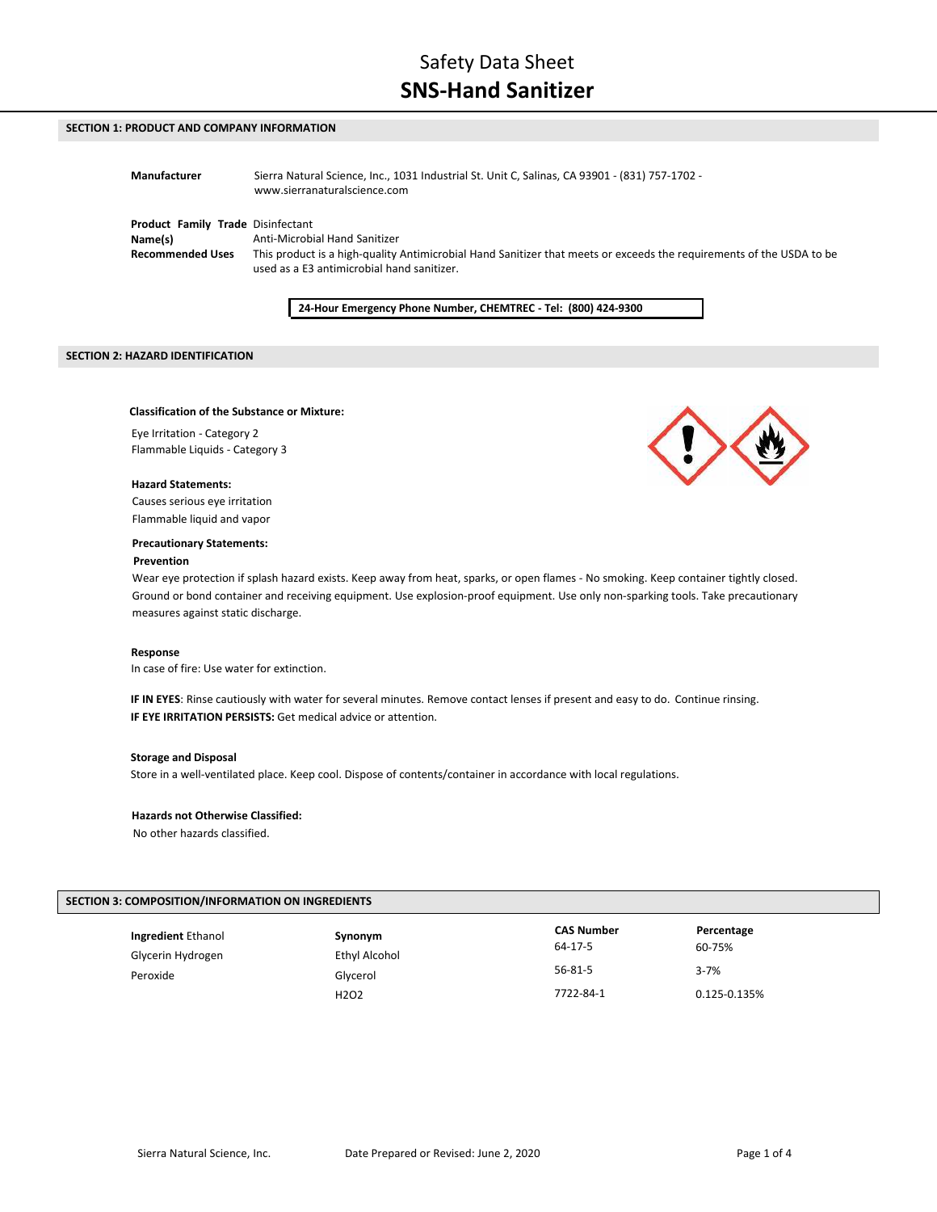# Safety Data Sheet

# SNS-Hand Sanitizer

## SECTION 1: PRODUCT AND COMPANY INFORMATION

**Manufacturer** Sierra Natural Science, Inc., 1031 Industrial St. Unit C, Salinas, CA 93901 - (831) 757-1702 - www.sierranaturalscience.com

**Product Family Trade Name(s)** Disinfectant
Anti-Microbial Hand Sanitizer

**Recommended Uses** This product is a high-quality Antimicrobial Hand Sanitizer that meets or exceeds the requirements of the USDA to be used as a E3 antimicrobial hand sanitizer.

**24-Hour Emergency Phone Number, CHEMTREC - Tel: (800) 424-9300**

## SECTION 2: HAZARD IDENTIFICATION

**Classification of the Substance or Mixture:**

Eye Irritation - Category 2
Flammable Liquids - Category 3

**Hazard Statements:**

Causes serious eye irritation
Flammable liquid and vapor

**Precautionary Statements:**

**Prevention**

Wear eye protection if splash hazard exists. Keep away from heat, sparks, or open flames - No smoking. Keep container tightly closed. Ground or bond container and receiving equipment. Use explosion-proof equipment. Use only non-sparking tools. Take precautionary measures against static discharge.

**Response**

In case of fire: Use water for extinction.

**IF IN EYES**: Rinse cautiously with water for several minutes. Remove contact lenses if present and easy to do. Continue rinsing.
**IF EYE IRRITATION PERSISTS:** Get medical advice or attention.

**Storage and Disposal**

Store in a well-ventilated place. Keep cool. Dispose of contents/container in accordance with local regulations.

**Hazards not Otherwise Classified:**

No other hazards classified.

## SECTION 3: COMPOSITION/INFORMATION ON INGREDIENTS

| Ingredient | Synonym | CAS Number | Percentage |
|---|---|---|---|
| Ethanol | Ethyl Alcohol | 64-17-5 | 60-75% |
| Glycerin | Glycerol | 56-81-5 | 3-7% |
| Hydrogen Peroxide | $H_2O_2$ | 7722-84-1 | 0.125-0.135% |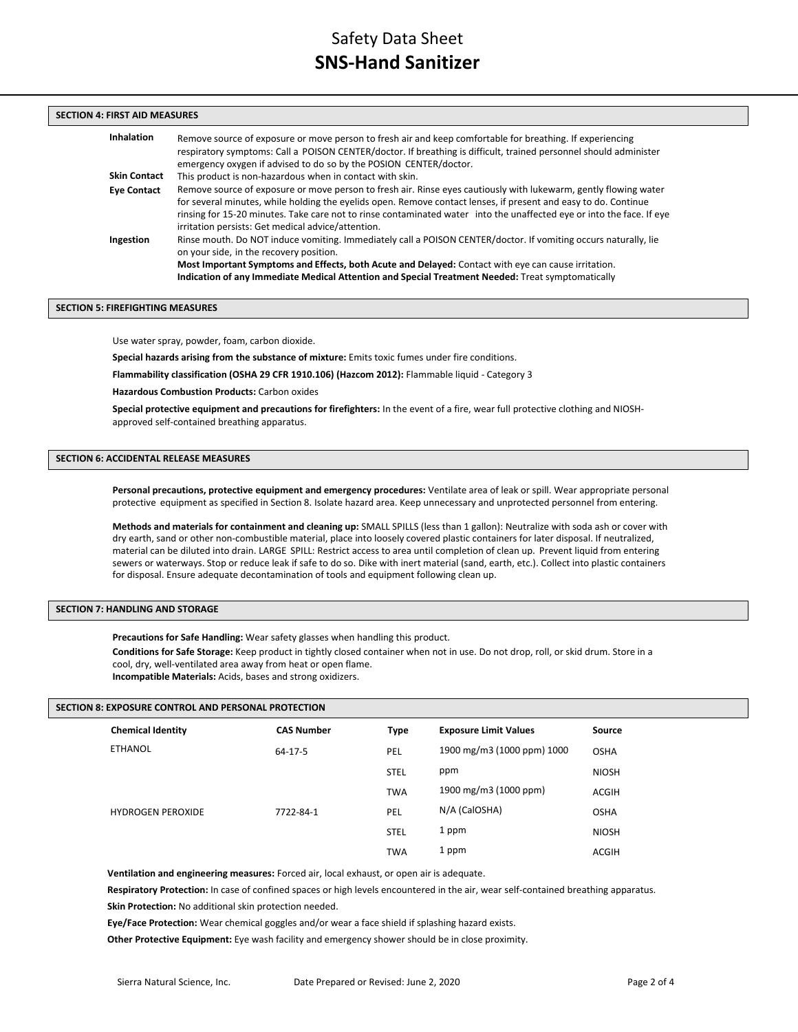## SECTION 4: FIRST AID MEASURES

**Inhalation** Remove source of exposure or move person to fresh air and keep comfortable for breathing. If experiencing respiratory symptoms: Call a POISON CENTER/doctor. If breathing is difficult, trained personnel should administer emergency oxygen if advised to do so by the POSION CENTER/doctor.

**Skin Contact** This product is non-hazardous when in contact with skin.

**Eye Contact** Remove source of exposure or move person to fresh air. Rinse eyes cautiously with lukewarm, gently flowing water for several minutes, while holding the eyelids open. Remove contact lenses, if present and easy to do. Continue rinsing for 15-20 minutes. Take care not to rinse contaminated water into the unaffected eye or into the face. If eye irritation persists: Get medical advice/attention.

**Ingestion** Rinse mouth. Do NOT induce vomiting. Immediately call a POISON CENTER/doctor. If vomiting occurs naturally, lie on your side, in the recovery position.

**Most Important Symptoms and Effects, both Acute and Delayed:** Contact with eye can cause irritation.

**Indication of any Immediate Medical Attention and Special Treatment Needed:** Treat symptomatically

## SECTION 5: FIREFIGHTING MEASURES

Use water spray, powder, foam, carbon dioxide.

**Special hazards arising from the substance of mixture:** Emits toxic fumes under fire conditions.

**Flammability classification (OSHA 29 CFR 1910.106) (Hazcom 2012):** Flammable liquid - Category 3

**Hazardous Combustion Products:** Carbon oxides

**Special protective equipment and precautions for firefighters:** In the event of a fire, wear full protective clothing and NIOSH-approved self-contained breathing apparatus.

## SECTION 6: ACCIDENTAL RELEASE MEASURES

**Personal precautions, protective equipment and emergency procedures:** Ventilate area of leak or spill. Wear appropriate personal protective equipment as specified in Section 8. Isolate hazard area. Keep unnecessary and unprotected personnel from entering.

**Methods and materials for containment and cleaning up:** SMALL SPILLS (less than 1 gallon): Neutralize with soda ash or cover with dry earth, sand or other non-combustible material, place into loosely covered plastic containers for later disposal. If neutralized, material can be diluted into drain. LARGE SPILL: Restrict access to area until completion of clean up. Prevent liquid from entering sewers or waterways. Stop or reduce leak if safe to do so. Dike with inert material (sand, earth, etc.). Collect into plastic containers for disposal. Ensure adequate decontamination of tools and equipment following clean up.

## SECTION 7: HANDLING AND STORAGE

**Precautions for Safe Handling:** Wear safety glasses when handling this product.

**Conditions for Safe Storage:** Keep product in tightly closed container when not in use. Do not drop, roll, or skid drum. Store in a cool, dry, well-ventilated area away from heat or open flame.

**Incompatible Materials:** Acids, bases and strong oxidizers.

## SECTION 8: EXPOSURE CONTROL AND PERSONAL PROTECTION

| Chemical Identity | CAS Number | Type | Exposure Limit Values | Source |
|---|---|---|---|---|
| ETHANOL | 64-17-5 | PEL | 1900 mg/m3 (1000 ppm) 1000 | OSHA |
| | | STEL | ppm | NIOSH |
| | | TWA | 1900 mg/m3 (1000 ppm) | ACGIH |
| HYDROGEN PEROXIDE | 7722-84-1 | PEL | N/A (CalOSHA) | OSHA |
| | | STEL | 1 ppm | NIOSH |
| | | TWA | 1 ppm | ACGIH |

**Ventilation and engineering measures:** Forced air, local exhaust, or open air is adequate.

**Respiratory Protection:** In case of confined spaces or high levels encountered in the air, wear self-contained breathing apparatus.

**Skin Protection:** No additional skin protection needed.

**Eye/Face Protection:** Wear chemical goggles and/or wear a face shield if splashing hazard exists.

**Other Protective Equipment:** Eye wash facility and emergency shower should be in close proximity.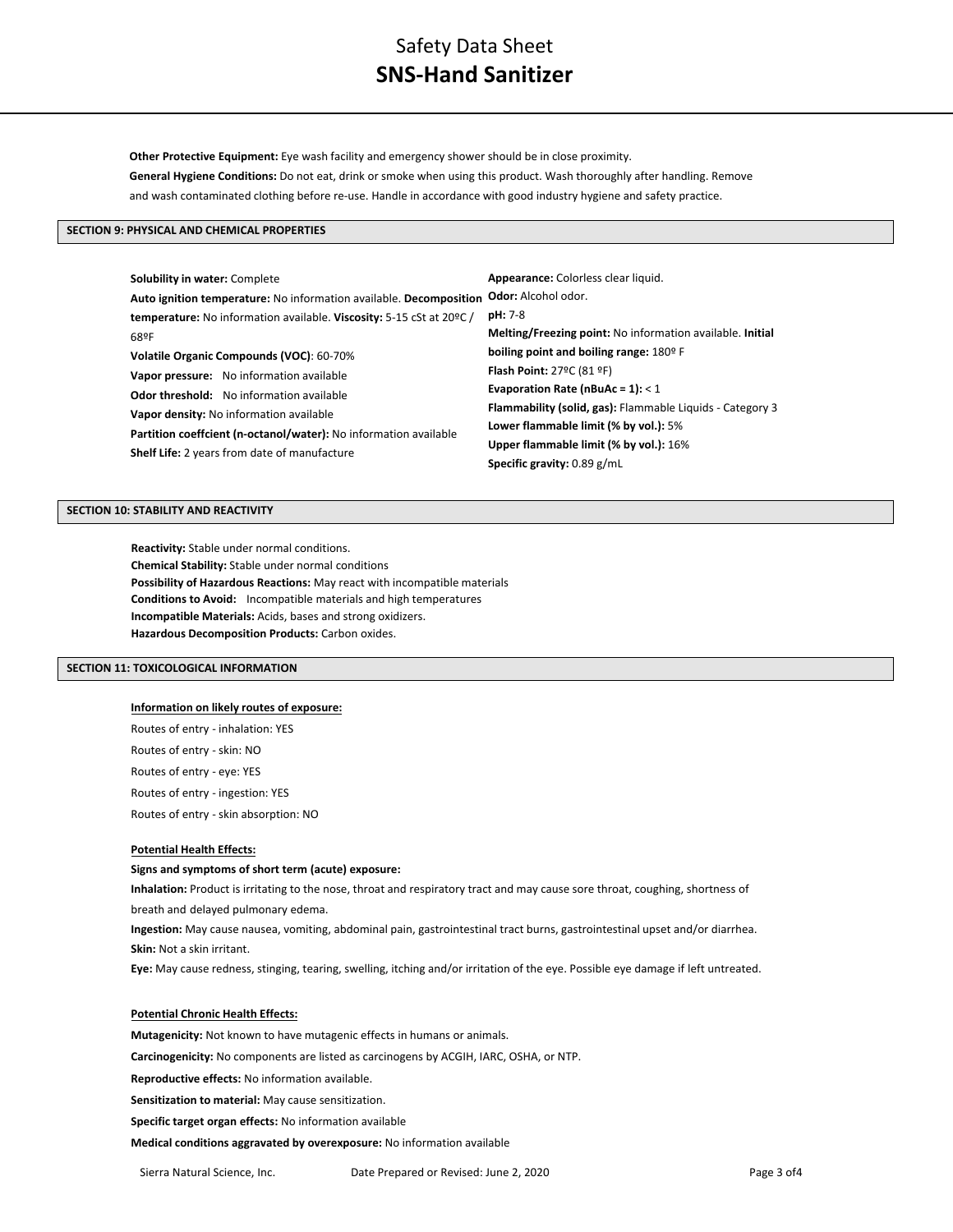**Other Protective Equipment:** Eye wash facility and emergency shower should be in close proximity.

**General Hygiene Conditions:** Do not eat, drink or smoke when using this product. Wash thoroughly after handling. Remove and wash contaminated clothing before re-use. Handle in accordance with good industry hygiene and safety practice.

## SECTION 9: PHYSICAL AND CHEMICAL PROPERTIES

**Solubility in water:** Complete

**Auto ignition temperature:** No information available.

**Decomposition temperature:** No information available.

**Viscosity:** 5-15 cSt at 20ºC / 68ºF

**Volatile Organic Compounds (VOC)**: 60-70%

**Vapor pressure:** No information available

**Odor threshold:** No information available

**Vapor density:** No information available

**Partition coeffcient (n-octanol/water):** No information available

**Shelf Life:** 2 years from date of manufacture

**Appearance:** Colorless clear liquid.

**Odor:** Alcohol odor.

**pH:** 7-8

**Melting/Freezing point:** No information available.

**Initial boiling point and boiling range:** 180º F

**Flash Point:** 27ºC (81 ºF)

**Evaporation Rate (nBuAc = 1):** < 1

**Flammability (solid, gas):** Flammable Liquids - Category 3

**Lower flammable limit (% by vol.):** 5%

**Upper flammable limit (% by vol.):** 16%

**Specific gravity:** 0.89 g/mL

## SECTION 10: STABILITY AND REACTIVITY

**Reactivity:** Stable under normal conditions.

**Chemical Stability:** Stable under normal conditions

**Possibility of Hazardous Reactions:** May react with incompatible materials

**Conditions to Avoid:** Incompatible materials and high temperatures

**Incompatible Materials:** Acids, bases and strong oxidizers.

**Hazardous Decomposition Products:** Carbon oxides.

## SECTION 11: TOXICOLOGICAL INFORMATION

**Information on likely routes of exposure:**

Routes of entry - inhalation: YES

Routes of entry - skin: NO

Routes of entry - eye: YES

Routes of entry - ingestion: YES

Routes of entry - skin absorption: NO

**Potential Health Effects:**

**Signs and symptoms of short term (acute) exposure:**

**Inhalation:** Product is irritating to the nose, throat and respiratory tract and may cause sore throat, coughing, shortness of breath and delayed pulmonary edema.

**Ingestion:** May cause nausea, vomiting, abdominal pain, gastrointestinal tract burns, gastrointestinal upset and/or diarrhea.

**Skin:** Not a skin irritant.

**Eye:** May cause redness, stinging, tearing, swelling, itching and/or irritation of the eye. Possible eye damage if left untreated.

**Potential Chronic Health Effects:**

**Mutagenicity:** Not known to have mutagenic effects in humans or animals.

**Carcinogenicity:** No components are listed as carcinogens by ACGIH, IARC, OSHA, or NTP.

**Reproductive effects:** No information available.

**Sensitization to material:** May cause sensitization.

**Specific target organ effects:** No information available

**Medical conditions aggravated by overexposure:** No information available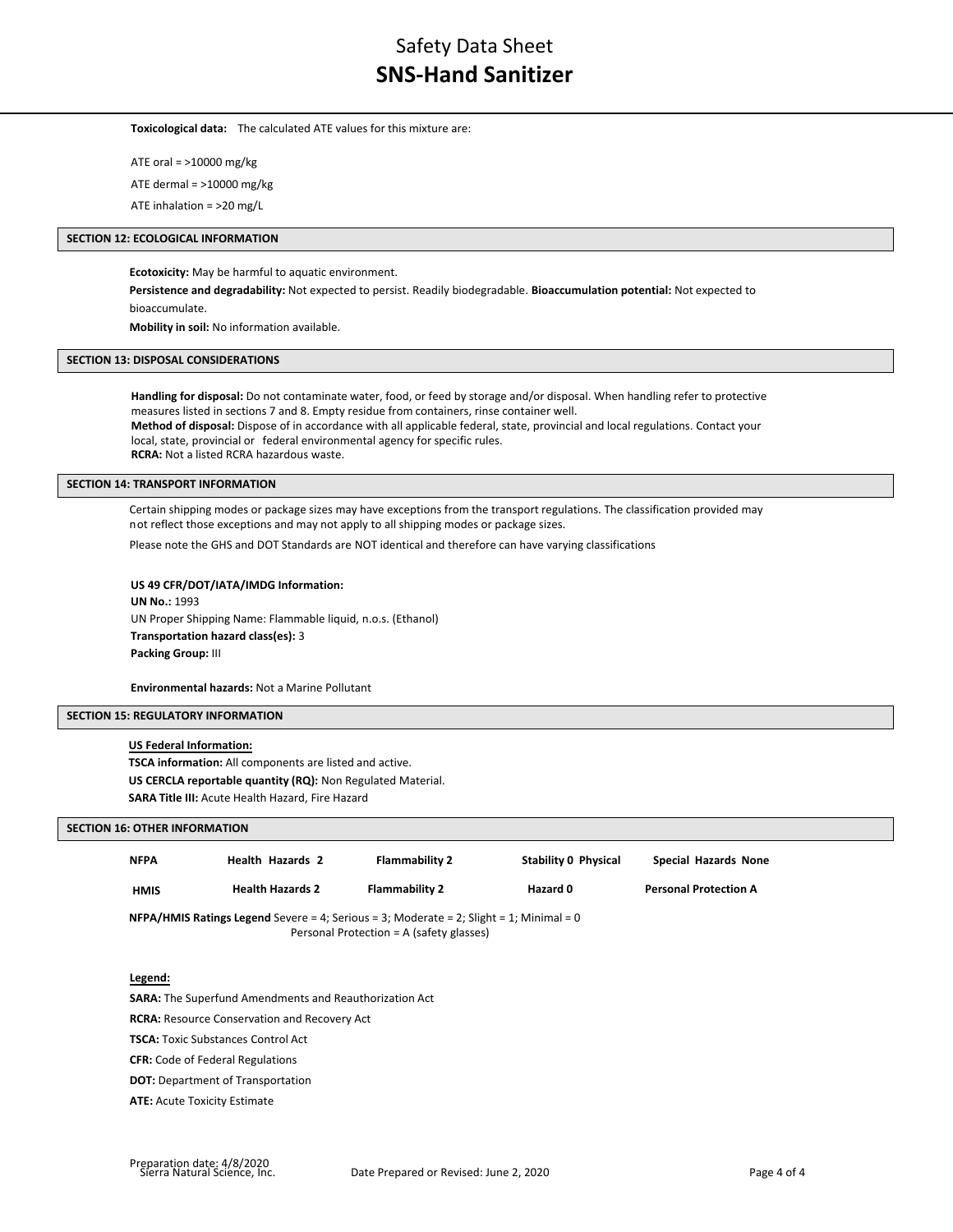**Toxicological data:** The calculated ATE values for this mixture are:

ATE oral = >10000 mg/kg

ATE dermal = >10000 mg/kg

ATE inhalation = >20 mg/L

## SECTION 12: ECOLOGICAL INFORMATION

**Ecotoxicity:** May be harmful to aquatic environment.

**Persistence and degradability:** Not expected to persist. Readily biodegradable. **Bioaccumulation potential:** Not expected to bioaccumulate.

**Mobility in soil:** No information available.

## SECTION 13: DISPOSAL CONSIDERATIONS

**Handling for disposal:** Do not contaminate water, food, or feed by storage and/or disposal. When handling refer to protective measures listed in sections 7 and 8. Empty residue from containers, rinse container well.

**Method of disposal:** Dispose of in accordance with all applicable federal, state, provincial and local regulations. Contact your local, state, provincial or federal environmental agency for specific rules.

**RCRA:** Not a listed RCRA hazardous waste.

## SECTION 14: TRANSPORT INFORMATION

Certain shipping modes or package sizes may have exceptions from the transport regulations. The classification provided may not reflect those exceptions and may not apply to all shipping modes or package sizes.

Please note the GHS and DOT Standards are NOT identical and therefore can have varying classifications

**US 49 CFR/DOT/IATA/IMDG Information:**

**UN No.:** 1993

UN Proper Shipping Name: Flammable liquid, n.o.s. (Ethanol)

**Transportation hazard class(es):** 3

**Packing Group:** III

**Environmental hazards:** Not a Marine Pollutant

## SECTION 15: REGULATORY INFORMATION

**US Federal Information:**

**TSCA information:** All components are listed and active.

**US CERCLA reportable quantity (RQ):** Non Regulated Material.

**SARA Title III:** Acute Health Hazard, Fire Hazard

## SECTION 16: OTHER INFORMATION

| | | | | |
|---|---|---|---|---|
| **NFPA** | **Health Hazards 2** | **Flammability 2** | **Stability 0 Physical** | **Special Hazards None** |
| **HMIS** | **Health Hazards 2** | **Flammability 2** | **Hazard 0** | **Personal Protection A** |

**NFPA/HMIS Ratings Legend** Severe = 4; Serious = 3; Moderate = 2; Slight = 1; Minimal = 0
Personal Protection = A (safety glasses)

**Legend:**

**SARA:** The Superfund Amendments and Reauthorization Act

**RCRA:** Resource Conservation and Recovery Act

**TSCA:** Toxic Substances Control Act

**CFR:** Code of Federal Regulations

**DOT:** Department of Transportation

**ATE:** Acute Toxicity Estimate

Preparation date: 4/8/2020
Sierra Natural Science, Inc. Date Prepared or Revised: June 2, 2020